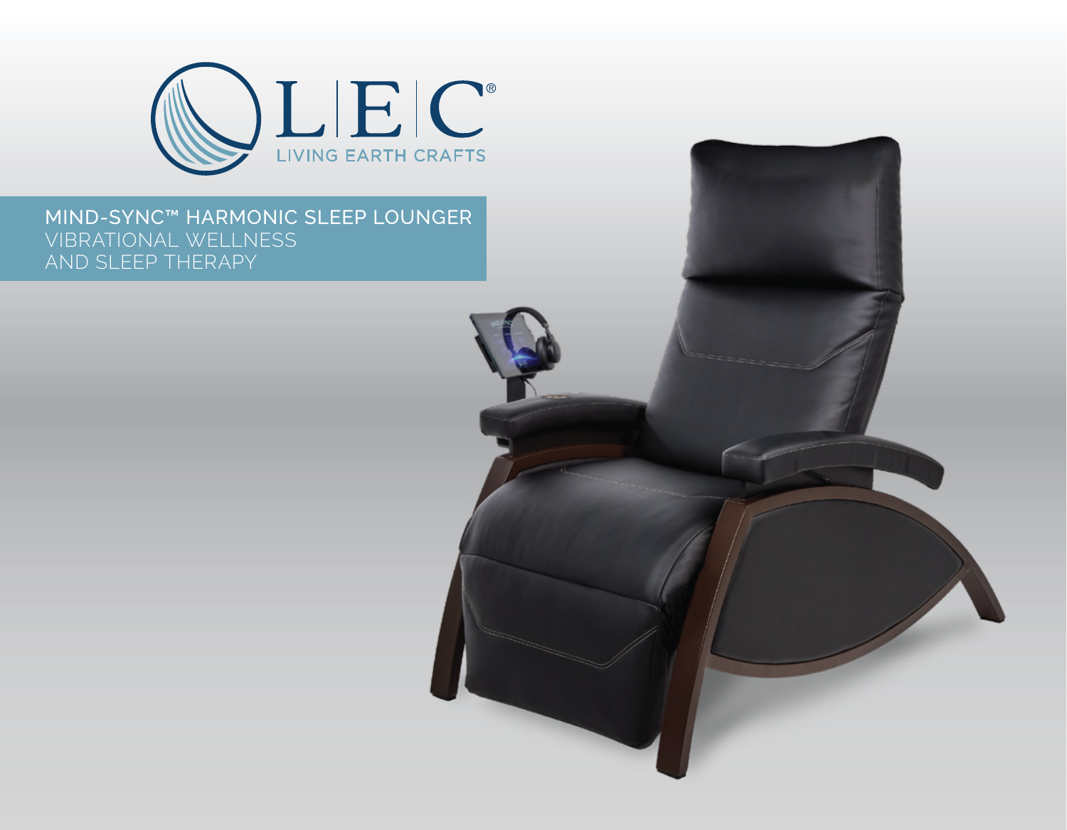L|E|C®

LIVING EARTH CRAFTS

# MIND-SYNC™ HARMONIC SLEEP LOUNGER

VIBRATIONAL WELLNESS AND SLEEP THERAPY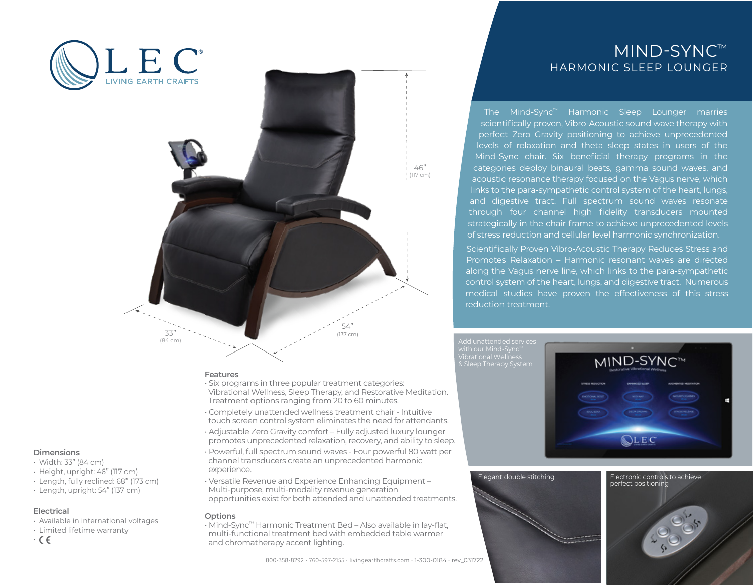LIVING EARTH CRAFTS

# MIND-SYNC™

## HARMONIC SLEEP LOUNGER

The Mind-Sync™ Harmonic Sleep Lounger marries scientifically proven, Vibro-Acoustic sound wave therapy with perfect Zero Gravity positioning to achieve unprecedented levels of relaxation and theta sleep states in users of the Mind-Sync chair. Six beneficial therapy programs in the categories deploy binaural beats, gamma sound waves, and acoustic resonance therapy focused on the Vagus nerve, which links to the para-sympathetic control system of the heart, lungs, and digestive tract. Full spectrum sound waves resonate through four channel high fidelity transducers mounted strategically in the chair frame to achieve unprecedented levels of stress reduction and cellular level harmonic synchronization.

Scientifically Proven Vibro-Acoustic Therapy Reduces Stress and Promotes Relaxation – Harmonic resonant waves are directed along the Vagus nerve line, which links to the para-sympathetic control system of the heart, lungs, and digestive tract. Numerous medical studies have proven the effectiveness of this stress reduction treatment.

46"
(117 cm)

33"
(84 cm)

54"
(137 cm)

Add unattended services with our Mind-Sync™ Vibrational Wellness & Sleep Therapy System

Elegant double stitching

Electronic controls to achieve perfect positioning

### Features

- Six programs in three popular treatment categories: Vibrational Wellness, Sleep Therapy, and Restorative Meditation. Treatment options ranging from 20 to 60 minutes.
- Completely unattended wellness treatment chair - Intuitive touch screen control system eliminates the need for attendants.
- Adjustable Zero Gravity comfort – Fully adjusted luxury lounger promotes unprecedented relaxation, recovery, and ability to sleep.
- Powerful, full spectrum sound waves - Four powerful 80 watt per channel transducers create an unprecedented harmonic experience.
- Versatile Revenue and Experience Enhancing Equipment – Multi-purpose, multi-modality revenue generation opportunities exist for both attended and unattended treatments.

### Options

- Mind-Sync™ Harmonic Treatment Bed – Also available in lay-flat, multi-functional treatment bed with embedded table warmer and chromatherapy accent lighting.

### Dimensions

- Width: 33" (84 cm)
- Height, upright: 46" (117 cm)
- Length, fully reclined: 68" (173 cm)
- Length, upright: 54" (137 cm)

### Electrical

- Available in international voltages
- Limited lifetime warranty
- CE

800-358-8292 · 760-597-2155 · livingearthcrafts.com · 1-300-0184 · rev_031722